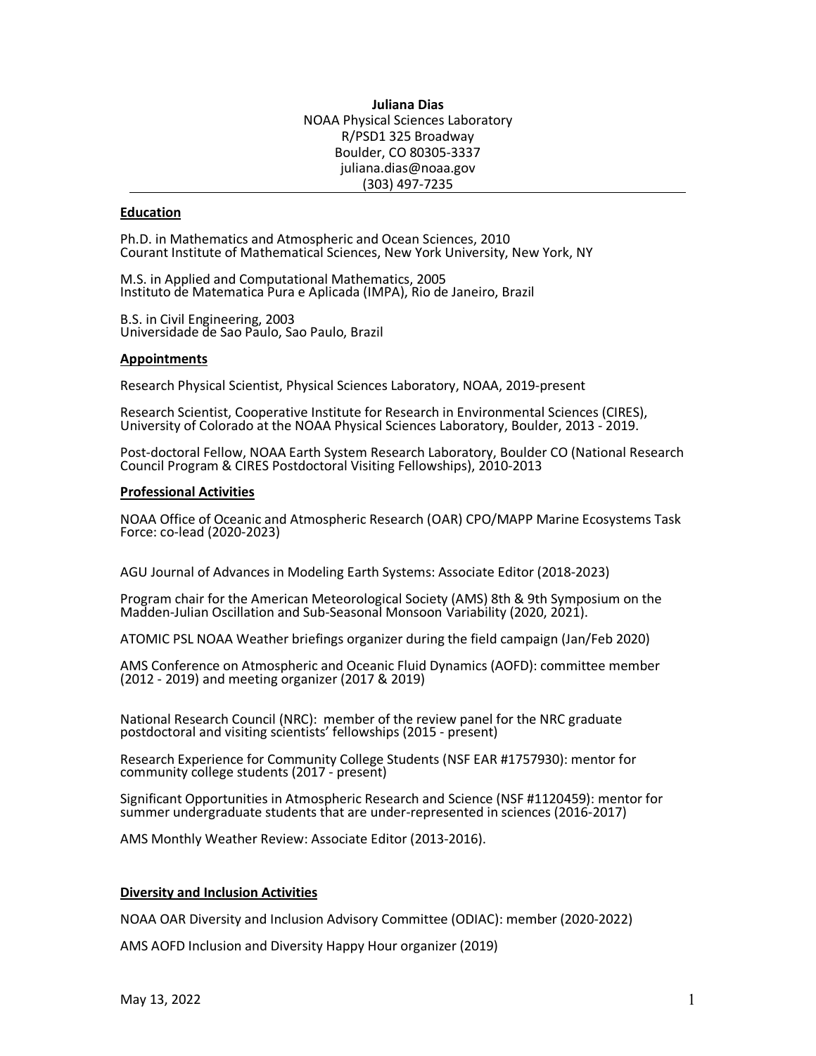**Juliana Dias**
NOAA Physical Sciences Laboratory
R/PSD1 325 Broadway
Boulder, CO 80305-3337
juliana.dias@noaa.gov
(303) 497-7235

---

## Education

Ph.D. in Mathematics and Atmospheric and Ocean Sciences, 2010
Courant Institute of Mathematical Sciences, New York University, New York, NY

M.S. in Applied and Computational Mathematics, 2005
Instituto de Matematica Pura e Aplicada (IMPA), Rio de Janeiro, Brazil

B.S. in Civil Engineering, 2003
Universidade de Sao Paulo, Sao Paulo, Brazil

## Appointments

Research Physical Scientist, Physical Sciences Laboratory, NOAA, 2019-present

Research Scientist, Cooperative Institute for Research in Environmental Sciences (CIRES), University of Colorado at the NOAA Physical Sciences Laboratory, Boulder, 2013 - 2019.

Post-doctoral Fellow, NOAA Earth System Research Laboratory, Boulder CO (National Research Council Program & CIRES Postdoctoral Visiting Fellowships), 2010-2013

## Professional Activities

NOAA Office of Oceanic and Atmospheric Research (OAR) CPO/MAPP Marine Ecosystems Task Force: co-lead (2020-2023)

AGU Journal of Advances in Modeling Earth Systems: Associate Editor (2018-2023)

Program chair for the American Meteorological Society (AMS) 8th & 9th Symposium on the Madden-Julian Oscillation and Sub-Seasonal Monsoon Variability (2020, 2021).

ATOMIC PSL NOAA Weather briefings organizer during the field campaign (Jan/Feb 2020)

AMS Conference on Atmospheric and Oceanic Fluid Dynamics (AOFD): committee member (2012 - 2019) and meeting organizer (2017 & 2019)

National Research Council (NRC): member of the review panel for the NRC graduate postdoctoral and visiting scientists' fellowships (2015 - present)

Research Experience for Community College Students (NSF EAR #1757930): mentor for community college students (2017 - present)

Significant Opportunities in Atmospheric Research and Science (NSF #1120459): mentor for summer undergraduate students that are under-represented in sciences (2016-2017)

AMS Monthly Weather Review: Associate Editor (2013-2016).

## Diversity and Inclusion Activities

NOAA OAR Diversity and Inclusion Advisory Committee (ODIAC): member (2020-2022)

AMS AOFD Inclusion and Diversity Happy Hour organizer (2019)

May 13, 2022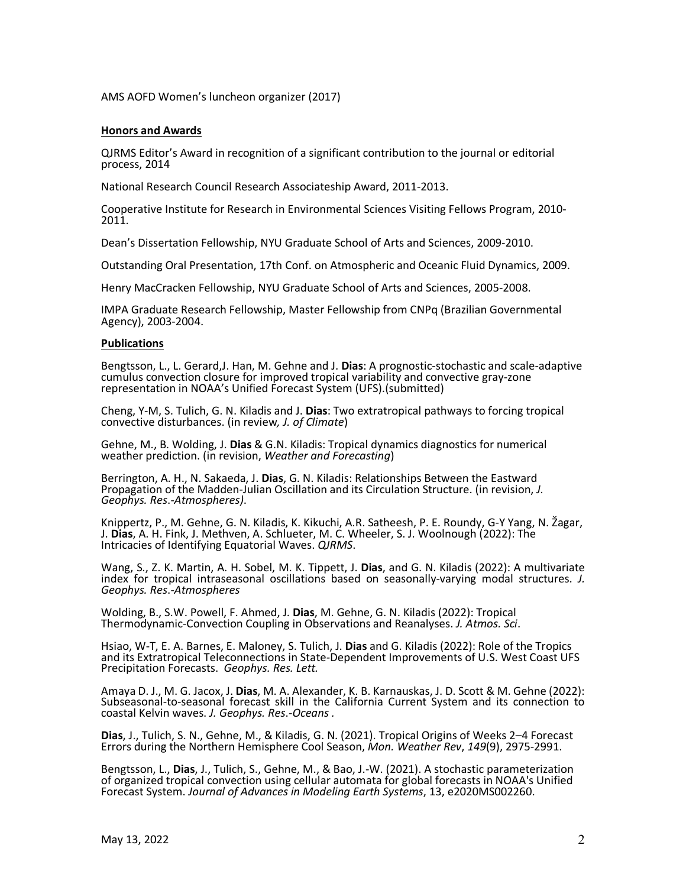AMS AOFD Women's luncheon organizer (2017)

## Honors and Awards

QJRMS Editor's Award in recognition of a significant contribution to the journal or editorial process, 2014

National Research Council Research Associateship Award, 2011-2013.

Cooperative Institute for Research in Environmental Sciences Visiting Fellows Program, 2010-2011.

Dean's Dissertation Fellowship, NYU Graduate School of Arts and Sciences, 2009-2010.

Outstanding Oral Presentation, 17th Conf. on Atmospheric and Oceanic Fluid Dynamics, 2009.

Henry MacCracken Fellowship, NYU Graduate School of Arts and Sciences, 2005-2008.

IMPA Graduate Research Fellowship, Master Fellowship from CNPq (Brazilian Governmental Agency), 2003-2004.

## Publications

Bengtsson, L., L. Gerard,J. Han, M. Gehne and J. **Dias**: A prognostic-stochastic and scale-adaptive cumulus convection closure for improved tropical variability and convective gray-zone representation in NOAA's Unified Forecast System (UFS).(submitted)

Cheng, Y-M, S. Tulich, G. N. Kiladis and J. **Dias**: Two extratropical pathways to forcing tropical convective disturbances. (in review*, J. of Climate*)

Gehne, M., B. Wolding, J. **Dias** & G.N. Kiladis: Tropical dynamics diagnostics for numerical weather prediction. (in revision, *Weather and Forecasting*)

Berrington, A. H., N. Sakaeda, J. **Dias**, G. N. Kiladis: Relationships Between the Eastward Propagation of the Madden-Julian Oscillation and its Circulation Structure. (in revision, *J. Geophys. Res.-Atmospheres).*

Knippertz, P., M. Gehne, G. N. Kiladis, K. Kikuchi, A.R. Satheesh, P. E. Roundy, G-Y Yang, N. Žagar, J. **Dias**, A. H. Fink, J. Methven, A. Schlueter, M. C. Wheeler, S. J. Woolnough (2022): The Intricacies of Identifying Equatorial Waves. *QJRMS*.

Wang, S., Z. K. Martin, A. H. Sobel, M. K. Tippett, J. **Dias**, and G. N. Kiladis (2022): A multivariate index for tropical intraseasonal oscillations based on seasonally-varying modal structures. *J. Geophys. Res.-Atmospheres*

Wolding, B., S.W. Powell, F. Ahmed, J. **Dias**, M. Gehne, G. N. Kiladis (2022): Tropical Thermodynamic-Convection Coupling in Observations and Reanalyses. *J. Atmos. Sci*.

Hsiao, W-T, E. A. Barnes, E. Maloney, S. Tulich, J. **Dias** and G. Kiladis (2022): Role of the Tropics and its Extratropical Teleconnections in State-Dependent Improvements of U.S. West Coast UFS Precipitation Forecasts. *Geophys. Res. Lett.*

Amaya D. J., M. G. Jacox, J. **Dias**, M. A. Alexander, K. B. Karnauskas, J. D. Scott & M. Gehne (2022): Subseasonal-to-seasonal forecast skill in the California Current System and its connection to coastal Kelvin waves. *J. Geophys. Res.-Oceans* .

**Dias**, J., Tulich, S. N., Gehne, M., & Kiladis, G. N. (2021). Tropical Origins of Weeks 2–4 Forecast Errors during the Northern Hemisphere Cool Season, *Mon. Weather Rev*, *149*(9), 2975-2991.

Bengtsson, L., **Dias**, J., Tulich, S., Gehne, M., & Bao, J.-W. (2021). A stochastic parameterization of organized tropical convection using cellular automata for global forecasts in NOAA's Unified Forecast System. *Journal of Advances in Modeling Earth Systems*, 13, e2020MS002260.

May 13, 2022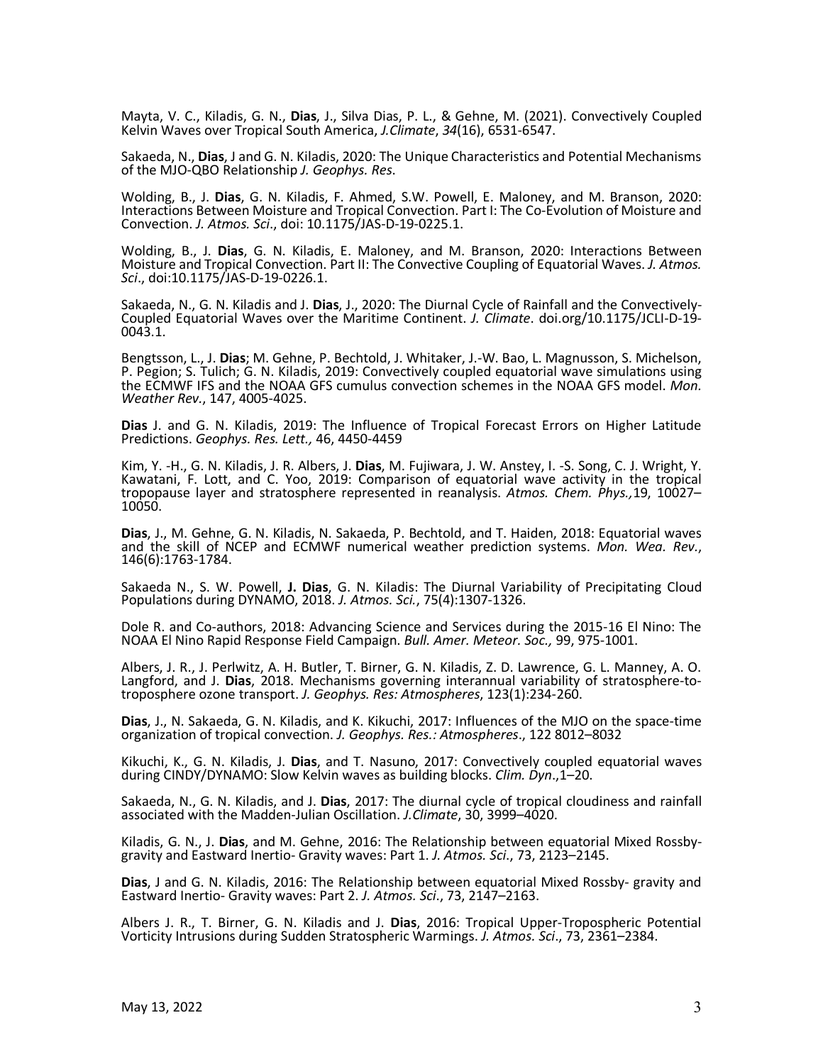Mayta, V. C., Kiladis, G. N., **Dias**, J., Silva Dias, P. L., & Gehne, M. (2021). Convectively Coupled Kelvin Waves over Tropical South America, *J.Climate*, *34*(16), 6531-6547.

Sakaeda, N., **Dias**, J and G. N. Kiladis, 2020: The Unique Characteristics and Potential Mechanisms of the MJO-QBO Relationship *J. Geophys. Res.*

Wolding, B., J. **Dias**, G. N. Kiladis, F. Ahmed, S.W. Powell, E. Maloney, and M. Branson, 2020: Interactions Between Moisture and Tropical Convection. Part I: The Co-Evolution of Moisture and Convection. *J. Atmos. Sci*., doi: 10.1175/JAS-D-19-0225.1.

Wolding, B., J. **Dias**, G. N. Kiladis, E. Maloney, and M. Branson, 2020: Interactions Between Moisture and Tropical Convection. Part II: The Convective Coupling of Equatorial Waves. *J. Atmos. Sci*., doi:10.1175/JAS-D-19-0226.1.

Sakaeda, N., G. N. Kiladis and J. **Dias**, J., 2020: The Diurnal Cycle of Rainfall and the Convectively-Coupled Equatorial Waves over the Maritime Continent. *J. Climate*. doi.org/10.1175/JCLI-D-19-0043.1.

Bengtsson, L., J. **Dias**; M. Gehne, P. Bechtold, J. Whitaker, J.-W. Bao, L. Magnusson, S. Michelson, P. Pegion; S. Tulich; G. N. Kiladis, 2019: Convectively coupled equatorial wave simulations using the ECMWF IFS and the NOAA GFS cumulus convection schemes in the NOAA GFS model. *Mon. Weather Rev.*, 147, 4005-4025.

**Dias** J. and G. N. Kiladis, 2019: The Influence of Tropical Forecast Errors on Higher Latitude Predictions. *Geophys. Res. Lett.,* 46, 4450-4459

Kim, Y. -H., G. N. Kiladis, J. R. Albers, J. **Dias**, M. Fujiwara, J. W. Anstey, I. -S. Song, C. J. Wright, Y. Kawatani, F. Lott, and C. Yoo, 2019: Comparison of equatorial wave activity in the tropical tropopause layer and stratosphere represented in reanalysis. *Atmos. Chem. Phys.,*19, 10027–10050.

**Dias**, J., M. Gehne, G. N. Kiladis, N. Sakaeda, P. Bechtold, and T. Haiden, 2018: Equatorial waves and the skill of NCEP and ECMWF numerical weather prediction systems. *Mon. Wea. Rev.*, 146(6):1763-1784.

Sakaeda N., S. W. Powell, **J. Dias**, G. N. Kiladis: The Diurnal Variability of Precipitating Cloud Populations during DYNAMO, 2018. *J. Atmos. Sci.*, 75(4):1307-1326.

Dole R. and Co-authors, 2018: Advancing Science and Services during the 2015-16 El Nino: The NOAA El Nino Rapid Response Field Campaign. *Bull. Amer. Meteor. Soc.,* 99, 975-1001.

Albers, J. R., J. Perlwitz, A. H. Butler, T. Birner, G. N. Kiladis, Z. D. Lawrence, G. L. Manney, A. O. Langford, and J. **Dias**, 2018. Mechanisms governing interannual variability of stratosphere-to-troposphere ozone transport. *J. Geophys. Res: Atmospheres*, 123(1):234-260.

**Dias**, J., N. Sakaeda, G. N. Kiladis, and K. Kikuchi, 2017: Influences of the MJO on the space-time organization of tropical convection. *J. Geophys. Res.: Atmospheres*., 122 8012–8032

Kikuchi, K., G. N. Kiladis, J. **Dias**, and T. Nasuno, 2017: Convectively coupled equatorial waves during CINDY/DYNAMO: Slow Kelvin waves as building blocks. *Clim. Dyn*.,1–20.

Sakaeda, N., G. N. Kiladis, and J. **Dias**, 2017: The diurnal cycle of tropical cloudiness and rainfall associated with the Madden-Julian Oscillation. *J.Climate*, 30, 3999–4020.

Kiladis, G. N., J. **Dias**, and M. Gehne, 2016: The Relationship between equatorial Mixed Rossby-gravity and Eastward Inertio- Gravity waves: Part 1. *J. Atmos. Sci*., 73, 2123–2145.

**Dias**, J and G. N. Kiladis, 2016: The Relationship between equatorial Mixed Rossby- gravity and Eastward Inertio- Gravity waves: Part 2. *J. Atmos. Sci*., 73, 2147–2163.

Albers J. R., T. Birner, G. N. Kiladis and J. **Dias**, 2016: Tropical Upper-Tropospheric Potential Vorticity Intrusions during Sudden Stratospheric Warmings. *J. Atmos. Sci*., 73, 2361–2384.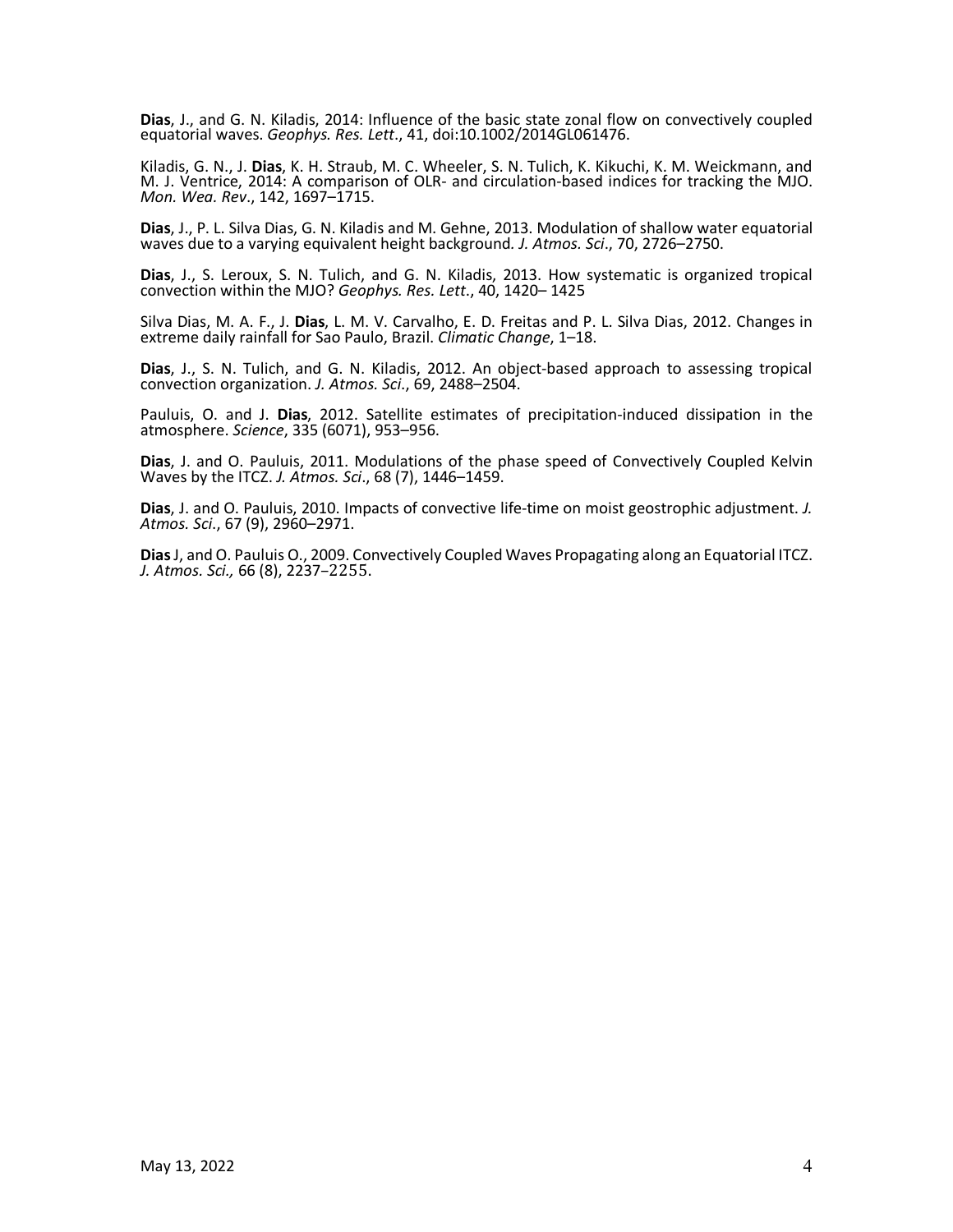**Dias**, J., and G. N. Kiladis, 2014: Influence of the basic state zonal flow on convectively coupled equatorial waves. *Geophys. Res. Lett*., 41, doi:10.1002/2014GL061476.

Kiladis, G. N., J. **Dias**, K. H. Straub, M. C. Wheeler, S. N. Tulich, K. Kikuchi, K. M. Weickmann, and M. J. Ventrice, 2014: A comparison of OLR- and circulation-based indices for tracking the MJO. *Mon. Wea. Rev*., 142, 1697–1715.

**Dias**, J., P. L. Silva Dias, G. N. Kiladis and M. Gehne, 2013. Modulation of shallow water equatorial waves due to a varying equivalent height background*. J. Atmos. Sci*., 70, 2726–2750.

**Dias**, J., S. Leroux, S. N. Tulich, and G. N. Kiladis, 2013. How systematic is organized tropical convection within the MJO? *Geophys. Res. Lett*., 40, 1420– 1425

Silva Dias, M. A. F., J. **Dias**, L. M. V. Carvalho, E. D. Freitas and P. L. Silva Dias, 2012. Changes in extreme daily rainfall for Sao Paulo, Brazil. *Climatic Change*, 1–18.

**Dias**, J., S. N. Tulich, and G. N. Kiladis, 2012. An object-based approach to assessing tropical convection organization. *J. Atmos. Sci*., 69, 2488–2504.

Pauluis, O. and J. **Dias**, 2012. Satellite estimates of precipitation-induced dissipation in the atmosphere. *Science*, 335 (6071), 953–956.

**Dias**, J. and O. Pauluis, 2011. Modulations of the phase speed of Convectively Coupled Kelvin Waves by the ITCZ. *J. Atmos. Sci*., 68 (7), 1446–1459.

**Dias**, J. and O. Pauluis, 2010. Impacts of convective life-time on moist geostrophic adjustment. *J. Atmos. Sci*., 67 (9), 2960–2971.

**Dias** J, and O. Pauluis O., 2009. Convectively Coupled Waves Propagating along an Equatorial ITCZ. *J. Atmos. Sci.,* 66 (8), 2237–2255.

May 13, 2022